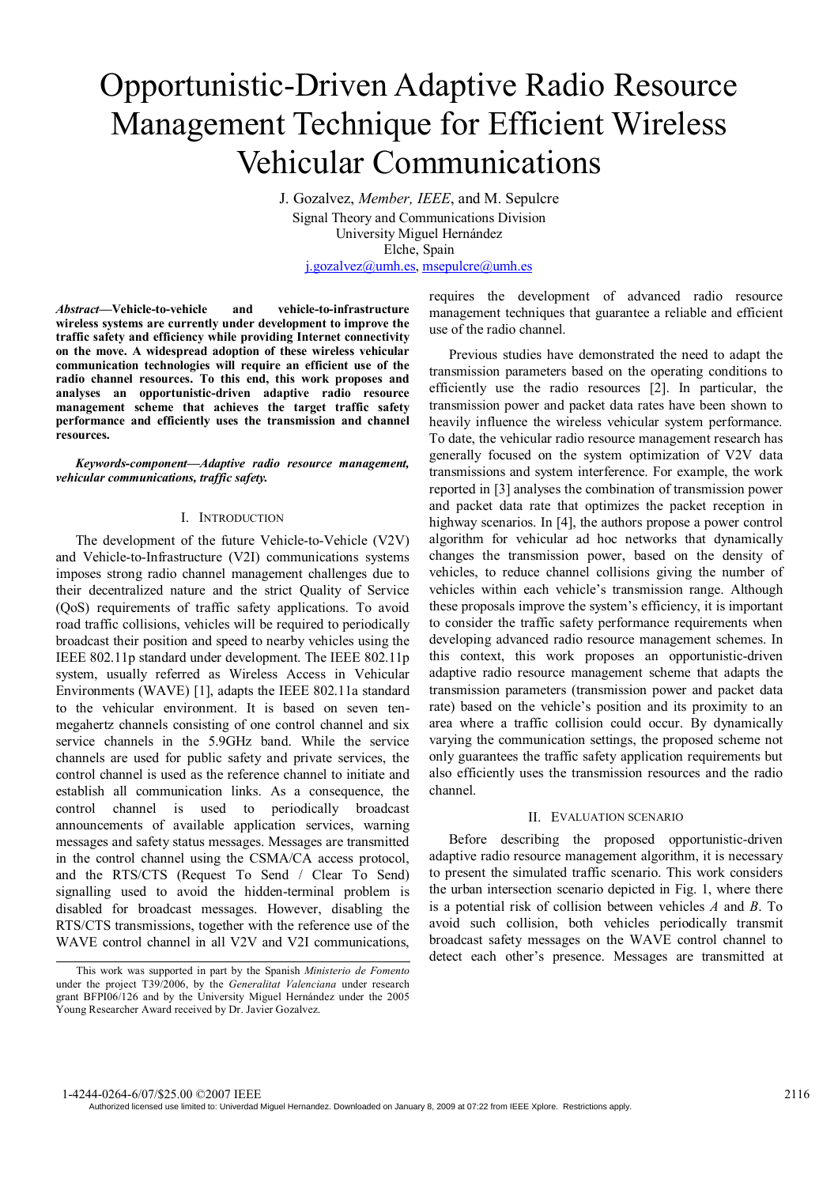# Opportunistic-Driven Adaptive Radio Resource Management Technique for Efficient Wireless Vehicular Communications

J. Gozalvez, *Member, IEEE*, and M. Sepulcre

Signal Theory and Communications Division
University Miguel Hernández
Elche, Spain
j.gozalvez@umh.es, msepulcre@umh.es

***Abstract*—Vehicle-to-vehicle and vehicle-to-infrastructure wireless systems are currently under development to improve the traffic safety and efficiency while providing Internet connectivity on the move. A widespread adoption of these wireless vehicular communication technologies will require an efficient use of the radio channel resources. To this end, this work proposes and analyses an opportunistic-driven adaptive radio resource management scheme that achieves the target traffic safety performance and efficiently uses the transmission and channel resources.**

***Keywords-component—Adaptive radio resource management, vehicular communications, traffic safety.***

## I. Introduction

The development of the future Vehicle-to-Vehicle (V2V) and Vehicle-to-Infrastructure (V2I) communications systems imposes strong radio channel management challenges due to their decentralized nature and the strict Quality of Service (QoS) requirements of traffic safety applications. To avoid road traffic collisions, vehicles will be required to periodically broadcast their position and speed to nearby vehicles using the IEEE 802.11p standard under development. The IEEE 802.11p system, usually referred as Wireless Access in Vehicular Environments (WAVE) [1], adapts the IEEE 802.11a standard to the vehicular environment. It is based on seven ten-megahertz channels consisting of one control channel and six service channels in the 5.9GHz band. While the service channels are used for public safety and private services, the control channel is used as the reference channel to initiate and establish all communication links. As a consequence, the control channel is used to periodically broadcast announcements of available application services, warning messages and safety status messages. Messages are transmitted in the control channel using the CSMA/CA access protocol, and the RTS/CTS (Request To Send / Clear To Send) signalling used to avoid the hidden-terminal problem is disabled for broadcast messages. However, disabling the RTS/CTS transmissions, together with the reference use of the WAVE control channel in all V2V and V2I communications, requires the development of advanced radio resource management techniques that guarantee a reliable and efficient use of the radio channel.

Previous studies have demonstrated the need to adapt the transmission parameters based on the operating conditions to efficiently use the radio resources [2]. In particular, the transmission power and packet data rates have been shown to heavily influence the wireless vehicular system performance. To date, the vehicular radio resource management research has generally focused on the system optimization of V2V data transmissions and system interference. For example, the work reported in [3] analyses the combination of transmission power and packet data rate that optimizes the packet reception in highway scenarios. In [4], the authors propose a power control algorithm for vehicular ad hoc networks that dynamically changes the transmission power, based on the density of vehicles, to reduce channel collisions giving the number of vehicles within each vehicle's transmission range. Although these proposals improve the system's efficiency, it is important to consider the traffic safety performance requirements when developing advanced radio resource management schemes. In this context, this work proposes an opportunistic-driven adaptive radio resource management scheme that adapts the transmission parameters (transmission power and packet data rate) based on the vehicle's position and its proximity to an area where a traffic collision could occur. By dynamically varying the communication settings, the proposed scheme not only guarantees the traffic safety application requirements but also efficiently uses the transmission resources and the radio channel.

## II. Evaluation Scenario

Before describing the proposed opportunistic-driven adaptive radio resource management algorithm, it is necessary to present the simulated traffic scenario. This work considers the urban intersection scenario depicted in Fig. 1, where there is a potential risk of collision between vehicles *A* and *B*. To avoid such collision, both vehicles periodically transmit broadcast safety messages on the WAVE control channel to detect each other's presence. Messages are transmitted at

This work was supported in part by the Spanish *Ministerio de Fomento* under the project T39/2006, by the *Generalitat Valenciana* under research grant BFPI06/126 and by the University Miguel Hernández under the 2005 Young Researcher Award received by Dr. Javier Gozalvez.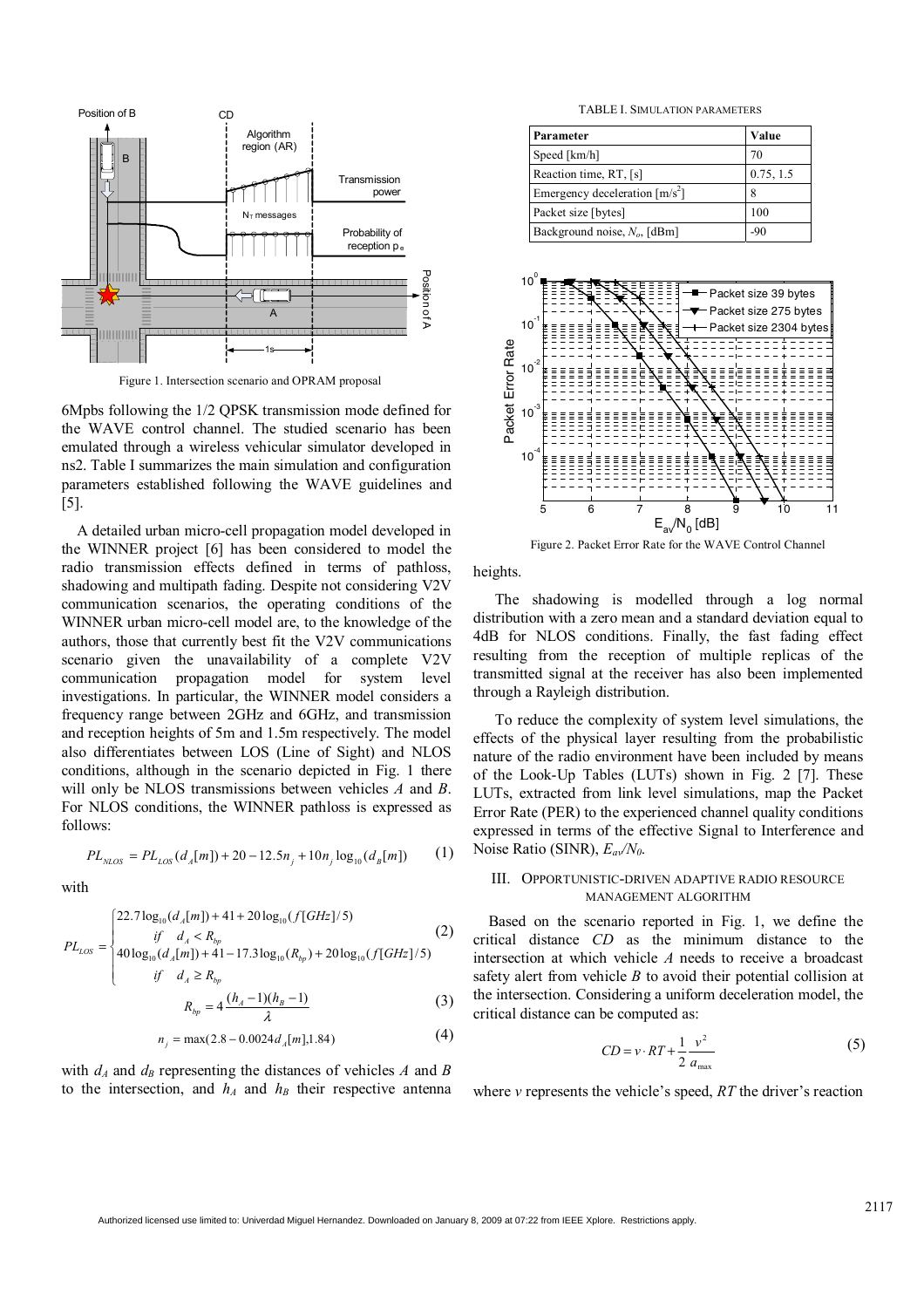Figure 1. Intersection scenario and OPRAM proposal

6Mpbs following the 1/2 QPSK transmission mode defined for the WAVE control channel. The studied scenario has been emulated through a wireless vehicular simulator developed in ns2. Table I summarizes the main simulation and configuration parameters established following the WAVE guidelines and [5].

A detailed urban micro-cell propagation model developed in the WINNER project [6] has been considered to model the radio transmission effects defined in terms of pathloss, shadowing and multipath fading. Despite not considering V2V communication scenarios, the operating conditions of the WINNER urban micro-cell model are, to the knowledge of the authors, those that currently best fit the V2V communications scenario given the unavailability of a complete V2V communication propagation model for system level investigations. In particular, the WINNER model considers a frequency range between 2GHz and 6GHz, and transmission and reception heights of 5m and 1.5m respectively. The model also differentiates between LOS (Line of Sight) and NLOS conditions, although in the scenario depicted in Fig. 1 there will only be NLOS transmissions between vehicles *A* and *B*. For NLOS conditions, the WINNER pathloss is expressed as follows:

$$PL_{NLOS} = PL_{LOS}(d_A[m]) + 20 - 12.5n_j + 10n_j \log_{10}(d_B[m]) \qquad (1)$$

with

$$PL_{LOS} = \begin{cases} 22.7\log_{10}(d_A[m]) + 41 + 20\log_{10}(f[GHz]/5) \\ \quad if \quad d_A < R_{bp} \\ 40\log_{10}(d_A[m]) + 41 - 17.3\log_{10}(R_{bp}) + 20\log_{10}(f[GHz]/5) \\ \quad if \quad d_A \geq R_{bp} \end{cases} \qquad (2)$$

$$R_{bp} = 4\frac{(h_A - 1)(h_B - 1)}{\lambda} \qquad (3)$$

$$n_j = \max(2.8 - 0.0024 d_A[m], 1.84) \qquad (4)$$

with $d_A$ and $d_B$ representing the distances of vehicles *A* and *B* to the intersection, and $h_A$ and $h_B$ their respective antenna heights.

TABLE I. SIMULATION PARAMETERS

| Parameter | Value |
|---|---|
| Speed [km/h] | 70 |
| Reaction time, RT, [s] | 0.75, 1.5 |
| Emergency deceleration [m/s$^2$] | 8 |
| Packet size [bytes] | 100 |
| Background noise, $N_o$, [dBm] | -90 |

Figure 2. Packet Error Rate for the WAVE Control Channel

The shadowing is modelled through a log normal distribution with a zero mean and a standard deviation equal to 4dB for NLOS conditions. Finally, the fast fading effect resulting from the reception of multiple replicas of the transmitted signal at the receiver has also been implemented through a Rayleigh distribution.

To reduce the complexity of system level simulations, the effects of the physical layer resulting from the probabilistic nature of the radio environment have been included by means of the Look-Up Tables (LUTs) shown in Fig. 2 [7]. These LUTs, extracted from link level simulations, map the Packet Error Rate (PER) to the experienced channel quality conditions expressed in terms of the effective Signal to Interference and Noise Ratio (SINR), $E_{av}/N_0$.

## III. OPPORTUNISTIC-DRIVEN ADAPTIVE RADIO RESOURCE MANAGEMENT ALGORITHM

Based on the scenario reported in Fig. 1, we define the critical distance *CD* as the minimum distance to the intersection at which vehicle *A* needs to receive a broadcast safety alert from vehicle *B* to avoid their potential collision at the intersection. Considering a uniform deceleration model, the critical distance can be computed as:

$$CD = v \cdot RT + \frac{1}{2}\frac{v^2}{a_{\max}} \qquad (5)$$

where *v* represents the vehicle's speed, *RT* the driver's reaction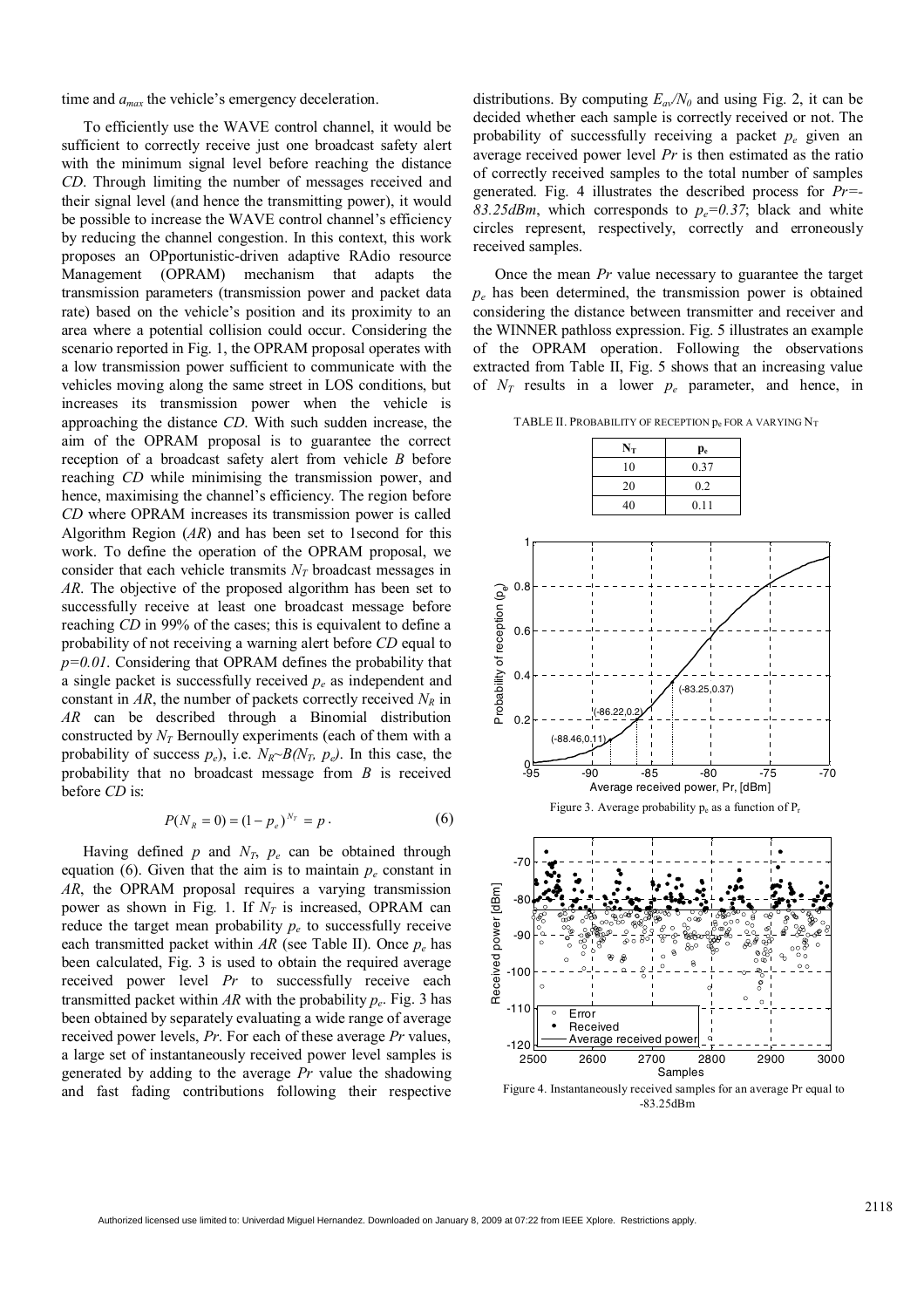time and $a_{max}$ the vehicle's emergency deceleration.

To efficiently use the WAVE control channel, it would be sufficient to correctly receive just one broadcast safety alert with the minimum signal level before reaching the distance *CD*. Through limiting the number of messages received and their signal level (and hence the transmitting power), it would be possible to increase the WAVE control channel's efficiency by reducing the channel congestion. In this context, this work proposes an OPportunistic-driven adaptive RAdio resource Management (OPRAM) mechanism that adapts the transmission parameters (transmission power and packet data rate) based on the vehicle's position and its proximity to an area where a potential collision could occur. Considering the scenario reported in Fig. 1, the OPRAM proposal operates with a low transmission power sufficient to communicate with the vehicles moving along the same street in LOS conditions, but increases its transmission power when the vehicle is approaching the distance *CD*. With such sudden increase, the aim of the OPRAM proposal is to guarantee the correct reception of a broadcast safety alert from vehicle *B* before reaching *CD* while minimising the transmission power, and hence, maximising the channel's efficiency. The region before *CD* where OPRAM increases its transmission power is called Algorithm Region (*AR*) and has been set to 1second for this work. To define the operation of the OPRAM proposal, we consider that each vehicle transmits $N_T$ broadcast messages in *AR*. The objective of the proposed algorithm has been set to successfully receive at least one broadcast message before reaching *CD* in 99% of the cases; this is equivalent to define a probability of not receiving a warning alert before *CD* equal to $p=0.01$. Considering that OPRAM defines the probability that a single packet is successfully received $p_e$ as independent and constant in *AR*, the number of packets correctly received $N_R$ in *AR* can be described through a Binomial distribution constructed by $N_T$ Bernoully experiments (each of them with a probability of success $p_e$), i.e. $N_R \sim B(N_T, p_e)$. In this case, the probability that no broadcast message from *B* is received before *CD* is:

$$P(N_R = 0) = (1 - p_e)^{N_T} = p\,. \tag{6}$$

Having defined $p$ and $N_T$, $p_e$ can be obtained through equation (6). Given that the aim is to maintain $p_e$ constant in *AR*, the OPRAM proposal requires a varying transmission power as shown in Fig. 1. If $N_T$ is increased, OPRAM can reduce the target mean probability $p_e$ to successfully receive each transmitted packet within *AR* (see Table II). Once $p_e$ has been calculated, Fig. 3 is used to obtain the required average received power level *Pr* to successfully receive each transmitted packet within *AR* with the probability $p_e$. Fig. 3 has been obtained by separately evaluating a wide range of average received power levels, *Pr*. For each of these average *Pr* values, a large set of instantaneously received power level samples is generated by adding to the average *Pr* value the shadowing and fast fading contributions following their respective distributions. By computing $E_{av}/N_0$ and using Fig. 2, it can be decided whether each sample is correctly received or not. The probability of successfully receiving a packet $p_e$ given an average received power level *Pr* is then estimated as the ratio of correctly received samples to the total number of samples generated. Fig. 4 illustrates the described process for $Pr$=-83.25dBm, which corresponds to $p_e=0.37$; black and white circles represent, respectively, correctly and erroneously received samples.

Once the mean *Pr* value necessary to guarantee the target $p_e$ has been determined, the transmission power is obtained considering the distance between transmitter and receiver and the WINNER pathloss expression. Fig. 5 illustrates an example of the OPRAM operation. Following the observations extracted from Table II, Fig. 5 shows that an increasing value of $N_T$ results in a lower $p_e$ parameter, and hence, in

TABLE II. PROBABILITY OF RECEPTION $p_e$ FOR A VARYING $N_T$

| $N_T$ | $p_e$ |
|---|---|
| 10 | 0.37 |
| 20 | 0.2 |
| 40 | 0.11 |

Figure 3. Average probability $p_e$ as a function of $P_r$

Figure 4. Instantaneously received samples for an average Pr equal to -83.25dBm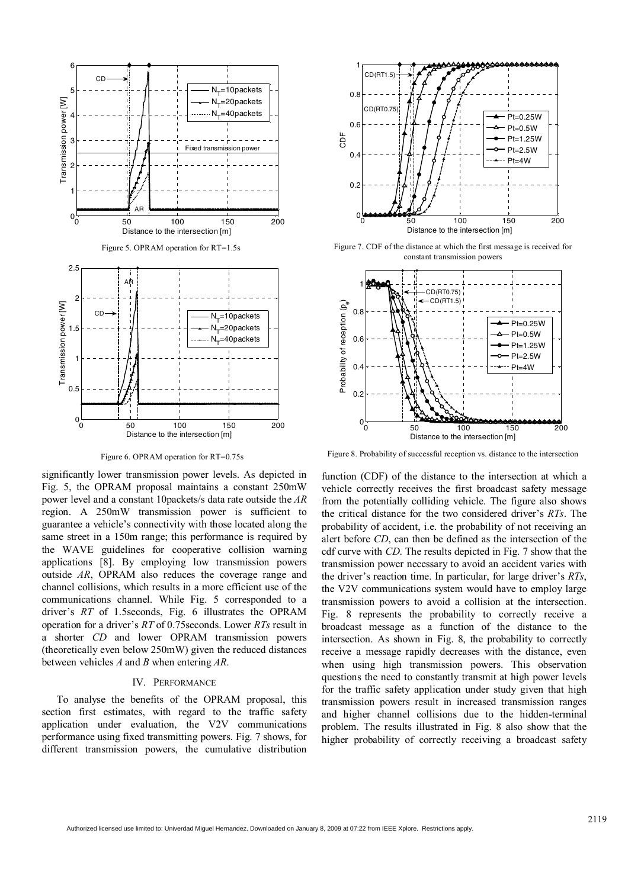Figure 5. OPRAM operation for RT=1.5s

Figure 6. OPRAM operation for RT=0.75s

Figure 7. CDF of the distance at which the first message is received for constant transmission powers

Figure 8. Probability of successful reception vs. distance to the intersection

significantly lower transmission power levels. As depicted in Fig. 5, the OPRAM proposal maintains a constant 250mW power level and a constant 10packets/s data rate outside the *AR* region. A 250mW transmission power is sufficient to guarantee a vehicle's connectivity with those located along the same street in a 150m range; this performance is required by the WAVE guidelines for cooperative collision warning applications [8]. By employing low transmission powers outside *AR*, OPRAM also reduces the coverage range and channel collisions, which results in a more efficient use of the communications channel. While Fig. 5 corresponded to a driver's *RT* of 1.5seconds, Fig. 6 illustrates the OPRAM operation for a driver's *RT* of 0.75seconds. Lower *RTs* result in a shorter *CD* and lower OPRAM transmission powers (theoretically even below 250mW) given the reduced distances between vehicles *A* and *B* when entering *AR*.

## IV. PERFORMANCE

To analyse the benefits of the OPRAM proposal, this section first estimates, with regard to the traffic safety application under evaluation, the V2V communications performance using fixed transmitting powers. Fig. 7 shows, for different transmission powers, the cumulative distribution function (CDF) of the distance to the intersection at which a vehicle correctly receives the first broadcast safety message from the potentially colliding vehicle. The figure also shows the critical distance for the two considered driver's *RTs*. The probability of accident, i.e. the probability of not receiving an alert before *CD*, can then be defined as the intersection of the cdf curve with *CD*. The results depicted in Fig. 7 show that the transmission power necessary to avoid an accident varies with the driver's reaction time. In particular, for large driver's *RTs*, the V2V communications system would have to employ large transmission powers to avoid a collision at the intersection. Fig. 8 represents the probability to correctly receive a broadcast message as a function of the distance to the intersection. As shown in Fig. 8, the probability to correctly receive a message rapidly decreases with the distance, even when using high transmission powers. This observation questions the need to constantly transmit at high power levels for the traffic safety application under study given that high transmission powers result in increased transmission ranges and higher channel collisions due to the hidden-terminal problem. The results illustrated in Fig. 8 also show that the higher probability of correctly receiving a broadcast safety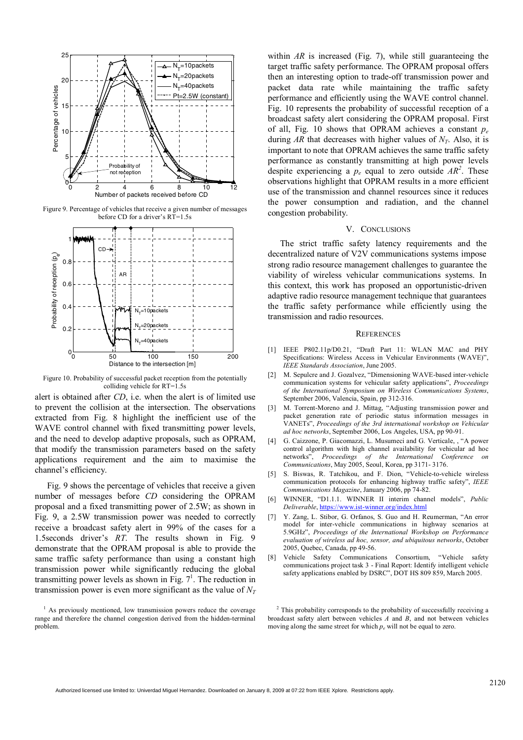25
20
15
10
5
0
0 2 4 6 8 10 12
Percentage of vehicles
Number of packets received before CD
$N_T$=10packets
$N_T$=20packets
$N_T$=40packets
Pt=2.5W (constant)
Probability of not reception

Figure 9. Percentage of vehicles that receive a given number of messages before CD for a driver's RT=1.5s

1
0.8
0.6
0.4
0.2
0
0 50 100 150 200
Probability of reception ($p_e$)
Distance to the intersection [m]
CD
AR
$N_T$=10packets
$N_T$=20packets
$N_T$=40packets

Figure 10. Probability of successful packet reception from the potentially colliding vehicle for RT=1.5s

alert is obtained after *CD*, i.e. when the alert is of limited use to prevent the collision at the intersection. The observations extracted from Fig. 8 highlight the inefficient use of the WAVE control channel with fixed transmitting power levels, and the need to develop adaptive proposals, such as OPRAM, that modify the transmission parameters based on the safety applications requirement and the aim to maximise the channel's efficiency.

Fig. 9 shows the percentage of vehicles that receive a given number of messages before *CD* considering the OPRAM proposal and a fixed transmitting power of 2.5W; as shown in Fig. 9, a 2.5W transmission power was needed to correctly receive a broadcast safety alert in 99% of the cases for a 1.5seconds driver's *RT*. The results shown in Fig. 9 demonstrate that the OPRAM proposal is able to provide the same traffic safety performance than using a constant high transmission power while significantly reducing the global transmitting power levels as shown in Fig. 7[1]. The reduction in transmission power is even more significant as the value of $N_T$ within *AR* is increased (Fig. 7), while still guaranteeing the target traffic safety performance. The OPRAM proposal offers then an interesting option to trade-off transmission power and packet data rate while maintaining the traffic safety performance and efficiently using the WAVE control channel. Fig. 10 represents the probability of successful reception of a broadcast safety alert considering the OPRAM proposal. First of all, Fig. 10 shows that OPRAM achieves a constant $p_e$ during *AR* that decreases with higher values of $N_T$. Also, it is important to note that OPRAM achieves the same traffic safety performance as constantly transmitting at high power levels despite experiencing a $p_e$ equal to zero outside *AR*[2]. These observations highlight that OPRAM results in a more efficient use of the transmission and channel resources since it reduces the power consumption and radiation, and the channel congestion probability.

[1] As previously mentioned, low transmission powers reduce the coverage range and therefore the channel congestion derived from the hidden-terminal problem.

[2] This probability corresponds to the probability of successfully receiving a broadcast safety alert between vehicles *A* and *B*, and not between vehicles moving along the same street for which $p_e$ will not be equal to zero.

## V. CONCLUSIONS

The strict traffic safety latency requirements and the decentralized nature of V2V communications systems impose strong radio resource management challenges to guarantee the viability of wireless vehicular communications systems. In this context, this work has proposed an opportunistic-driven adaptive radio resource management technique that guarantees the traffic safety performance while efficiently using the transmission and radio resources.

## REFERENCES

[1] IEEE P802.11p/D0.21, "Draft Part 11: WLAN MAC and PHY Specifications: Wireless Access in Vehicular Environments (WAVE)", *IEEE Standards Association*, June 2005.

[2] M. Sepulcre and J. Gozalvez, "Dimensioning WAVE-based inter-vehicle communication systems for vehicular safety applications", *Proceedings of the International Symposium on Wireless Communications Systems*, September 2006, Valencia, Spain, pp 312-316.

[3] M. Torrent-Moreno and J. Mittag, "Adjusting transmission power and packet generation rate of periodic status information messages in VANETs", *Proceedings of the 3rd international workshop on Vehicular ad hoc networks*, September 2006, Los Angeles, USA, pp 90-91.

[4] G. Caizzone, P. Giacomazzi, L. Musumeci and G. Verticale, , "A power control algorithm with high channel availability for vehicular ad hoc networks", *Proceedings of the International Conference on Communications*, May 2005, Seoul, Korea, pp 3171- 3176.

[5] S. Biswas, R. Tatchikou, and F. Dion, "Vehicle-to-vehicle wireless communication protocols for enhancing highway traffic safety", *IEEE Communications Magazine*, January 2006, pp 74-82.

[6] WINNER, "D1.1.1. WINNER II interim channel models", *Public Deliverable*, https://www.ist-winner.org/index.html

[7] Y. Zang, L. Stibor, G. Orfanos, S. Guo and H. Reumerman, "An error model for inter-vehicle communications in highway scenarios at 5.9GHz", *Proceedings of the International Workshop on Performance evaluation of wireless ad hoc, sensor, and ubiquitous networks*, October 2005, Quebec, Canada, pp 49-56.

[8] Vehicle Safety Communications Consortium, "Vehicle safety communications project task 3 - Final Report: Identify intelligent vehicle safety applications enabled by DSRC", DOT HS 809 859, March 2005.